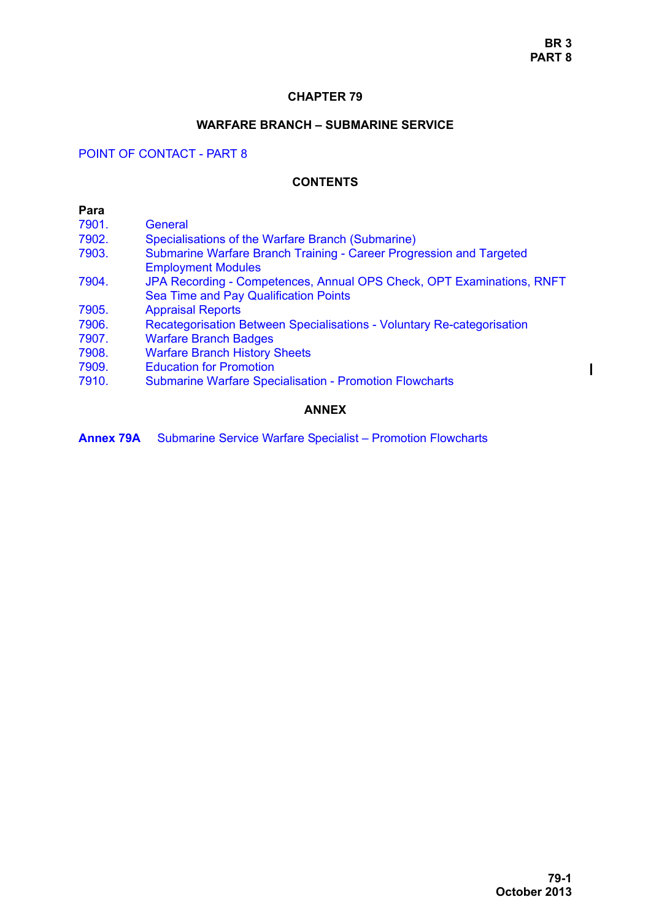# CHAPTER 79

## WARFARE BRANCH – SUBMARINE SERVICE

POINT OF CONTACT - PART 8

### CONTENTS

| Para | |
|---|---|
| 7901. | General |
| 7902. | Specialisations of the Warfare Branch (Submarine) |
| 7903. | Submarine Warfare Branch Training - Career Progression and Targeted Employment Modules |
| 7904. | JPA Recording - Competences, Annual OPS Check, OPT Examinations, RNFT Sea Time and Pay Qualification Points |
| 7905. | Appraisal Reports |
| 7906. | Recategorisation Between Specialisations - Voluntary Re-categorisation |
| 7907. | Warfare Branch Badges |
| 7908. | Warfare Branch History Sheets |
| 7909. | Education for Promotion |
| 7910. | Submarine Warfare Specialisation - Promotion Flowcharts |

### ANNEX

**Annex 79A** Submarine Service Warfare Specialist – Promotion Flowcharts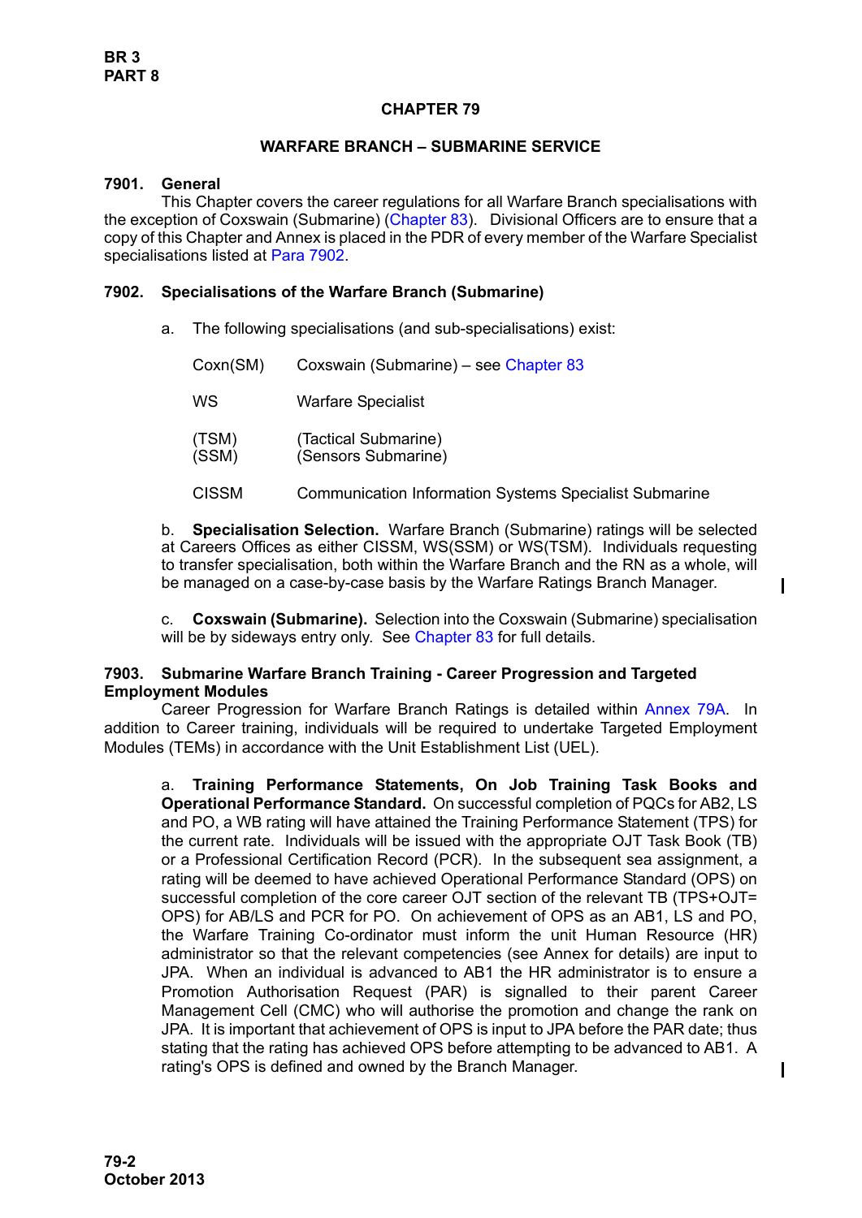# CHAPTER 79

## WARFARE BRANCH – SUBMARINE SERVICE

### 7901. General

This Chapter covers the career regulations for all Warfare Branch specialisations with the exception of Coxswain (Submarine) (Chapter 83). Divisional Officers are to ensure that a copy of this Chapter and Annex is placed in the PDR of every member of the Warfare Specialist specialisations listed at Para 7902.

### 7902. Specialisations of the Warfare Branch (Submarine)

a. The following specialisations (and sub-specialisations) exist:

| | |
|---|---|
| Coxn(SM) | Coxswain (Submarine) – see Chapter 83 |
| WS | Warfare Specialist |
| (TSM)<br>(SSM) | (Tactical Submarine)<br>(Sensors Submarine) |
| CISSM | Communication Information Systems Specialist Submarine |

b. **Specialisation Selection.** Warfare Branch (Submarine) ratings will be selected at Careers Offices as either CISSM, WS(SSM) or WS(TSM). Individuals requesting to transfer specialisation, both within the Warfare Branch and the RN as a whole, will be managed on a case-by-case basis by the Warfare Ratings Branch Manager.

c. **Coxswain (Submarine).** Selection into the Coxswain (Submarine) specialisation will be by sideways entry only. See Chapter 83 for full details.

### 7903. Submarine Warfare Branch Training - Career Progression and Targeted Employment Modules

Career Progression for Warfare Branch Ratings is detailed within Annex 79A. In addition to Career training, individuals will be required to undertake Targeted Employment Modules (TEMs) in accordance with the Unit Establishment List (UEL).

a. **Training Performance Statements, On Job Training Task Books and Operational Performance Standard.** On successful completion of PQCs for AB2, LS and PO, a WB rating will have attained the Training Performance Statement (TPS) for the current rate. Individuals will be issued with the appropriate OJT Task Book (TB) or a Professional Certification Record (PCR). In the subsequent sea assignment, a rating will be deemed to have achieved Operational Performance Standard (OPS) on successful completion of the core career OJT section of the relevant TB (TPS+OJT= OPS) for AB/LS and PCR for PO. On achievement of OPS as an AB1, LS and PO, the Warfare Training Co-ordinator must inform the unit Human Resource (HR) administrator so that the relevant competencies (see Annex for details) are input to JPA. When an individual is advanced to AB1 the HR administrator is to ensure a Promotion Authorisation Request (PAR) is signalled to their parent Career Management Cell (CMC) who will authorise the promotion and change the rank on JPA. It is important that achievement of OPS is input to JPA before the PAR date; thus stating that the rating has achieved OPS before attempting to be advanced to AB1. A rating's OPS is defined and owned by the Branch Manager.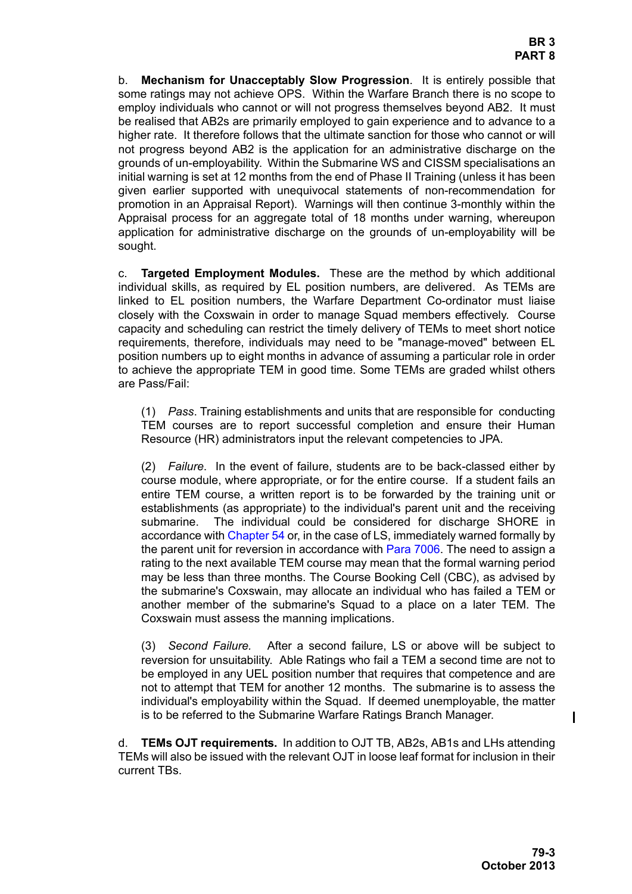b. **Mechanism for Unacceptably Slow Progression**. It is entirely possible that some ratings may not achieve OPS. Within the Warfare Branch there is no scope to employ individuals who cannot or will not progress themselves beyond AB2. It must be realised that AB2s are primarily employed to gain experience and to advance to a higher rate. It therefore follows that the ultimate sanction for those who cannot or will not progress beyond AB2 is the application for an administrative discharge on the grounds of un-employability. Within the Submarine WS and CISSM specialisations an initial warning is set at 12 months from the end of Phase II Training (unless it has been given earlier supported with unequivocal statements of non-recommendation for promotion in an Appraisal Report). Warnings will then continue 3-monthly within the Appraisal process for an aggregate total of 18 months under warning, whereupon application for administrative discharge on the grounds of un-employability will be sought.

c. **Targeted Employment Modules.** These are the method by which additional individual skills, as required by EL position numbers, are delivered. As TEMs are linked to EL position numbers, the Warfare Department Co-ordinator must liaise closely with the Coxswain in order to manage Squad members effectively. Course capacity and scheduling can restrict the timely delivery of TEMs to meet short notice requirements, therefore, individuals may need to be "manage-moved" between EL position numbers up to eight months in advance of assuming a particular role in order to achieve the appropriate TEM in good time. Some TEMs are graded whilst others are Pass/Fail:

(1) *Pass*. Training establishments and units that are responsible for conducting TEM courses are to report successful completion and ensure their Human Resource (HR) administrators input the relevant competencies to JPA.

(2) *Failure*. In the event of failure, students are to be back-classed either by course module, where appropriate, or for the entire course. If a student fails an entire TEM course, a written report is to be forwarded by the training unit or establishments (as appropriate) to the individual's parent unit and the receiving submarine. The individual could be considered for discharge SHORE in accordance with Chapter 54 or, in the case of LS, immediately warned formally by the parent unit for reversion in accordance with Para 7006. The need to assign a rating to the next available TEM course may mean that the formal warning period may be less than three months. The Course Booking Cell (CBC), as advised by the submarine's Coxswain, may allocate an individual who has failed a TEM or another member of the submarine's Squad to a place on a later TEM. The Coxswain must assess the manning implications.

(3) *Second Failure*. After a second failure, LS or above will be subject to reversion for unsuitability. Able Ratings who fail a TEM a second time are not to be employed in any UEL position number that requires that competence and are not to attempt that TEM for another 12 months. The submarine is to assess the individual's employability within the Squad. If deemed unemployable, the matter is to be referred to the Submarine Warfare Ratings Branch Manager.

d. **TEMs OJT requirements.** In addition to OJT TB, AB2s, AB1s and LHs attending TEMs will also be issued with the relevant OJT in loose leaf format for inclusion in their current TBs.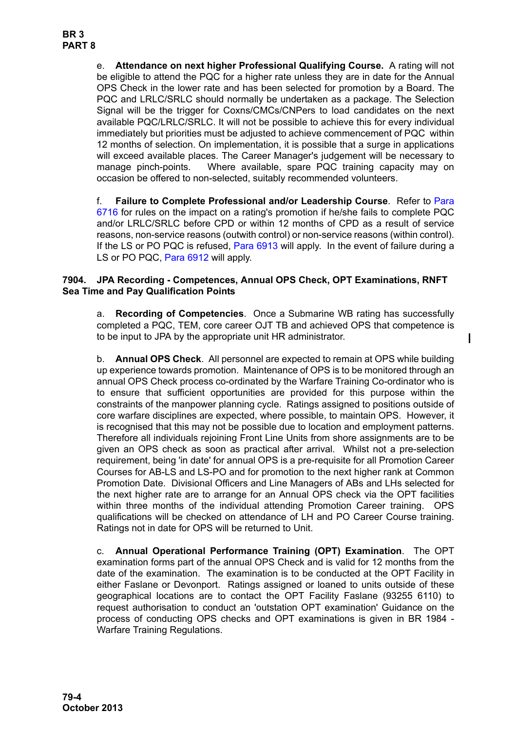e. **Attendance on next higher Professional Qualifying Course.** A rating will not be eligible to attend the PQC for a higher rate unless they are in date for the Annual OPS Check in the lower rate and has been selected for promotion by a Board. The PQC and LRLC/SRLC should normally be undertaken as a package. The Selection Signal will be the trigger for Coxns/CMCs/CNPers to load candidates on the next available PQC/LRLC/SRLC. It will not be possible to achieve this for every individual immediately but priorities must be adjusted to achieve commencement of PQC within 12 months of selection. On implementation, it is possible that a surge in applications will exceed available places. The Career Manager's judgement will be necessary to manage pinch-points. Where available, spare PQC training capacity may on occasion be offered to non-selected, suitably recommended volunteers.

f. **Failure to Complete Professional and/or Leadership Course**. Refer to Para 6716 for rules on the impact on a rating's promotion if he/she fails to complete PQC and/or LRLC/SRLC before CPD or within 12 months of CPD as a result of service reasons, non-service reasons (outwith control) or non-service reasons (within control). If the LS or PO PQC is refused, Para 6913 will apply. In the event of failure during a LS or PO PQC, Para 6912 will apply.

### 7904. JPA Recording - Competences, Annual OPS Check, OPT Examinations, RNFT Sea Time and Pay Qualification Points

a. **Recording of Competencies**. Once a Submarine WB rating has successfully completed a PQC, TEM, core career OJT TB and achieved OPS that competence is to be input to JPA by the appropriate unit HR administrator.

b. **Annual OPS Check**. All personnel are expected to remain at OPS while building up experience towards promotion. Maintenance of OPS is to be monitored through an annual OPS Check process co-ordinated by the Warfare Training Co-ordinator who is to ensure that sufficient opportunities are provided for this purpose within the constraints of the manpower planning cycle. Ratings assigned to positions outside of core warfare disciplines are expected, where possible, to maintain OPS. However, it is recognised that this may not be possible due to location and employment patterns. Therefore all individuals rejoining Front Line Units from shore assignments are to be given an OPS check as soon as practical after arrival. Whilst not a pre-selection requirement, being 'in date' for annual OPS is a pre-requisite for all Promotion Career Courses for AB-LS and LS-PO and for promotion to the next higher rank at Common Promotion Date. Divisional Officers and Line Managers of ABs and LHs selected for the next higher rate are to arrange for an Annual OPS check via the OPT facilities within three months of the individual attending Promotion Career training. OPS qualifications will be checked on attendance of LH and PO Career Course training. Ratings not in date for OPS will be returned to Unit.

c. **Annual Operational Performance Training (OPT) Examination**. The OPT examination forms part of the annual OPS Check and is valid for 12 months from the date of the examination. The examination is to be conducted at the OPT Facility in either Faslane or Devonport. Ratings assigned or loaned to units outside of these geographical locations are to contact the OPT Facility Faslane (93255 6110) to request authorisation to conduct an 'outstation OPT examination' Guidance on the process of conducting OPS checks and OPT examinations is given in BR 1984 - Warfare Training Regulations.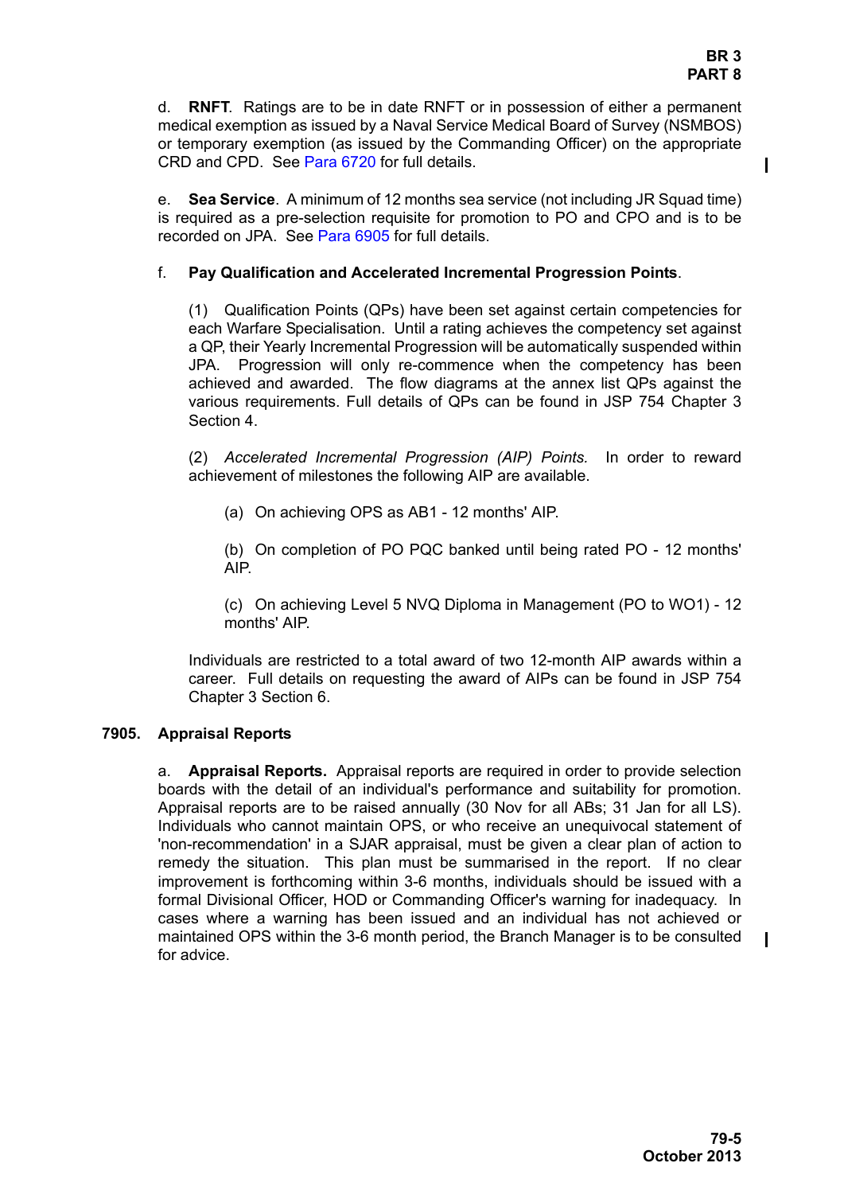d. **RNFT**. Ratings are to be in date RNFT or in possession of either a permanent medical exemption as issued by a Naval Service Medical Board of Survey (NSMBOS) or temporary exemption (as issued by the Commanding Officer) on the appropriate CRD and CPD. See Para 6720 for full details.

e. **Sea Service**. A minimum of 12 months sea service (not including JR Squad time) is required as a pre-selection requisite for promotion to PO and CPO and is to be recorded on JPA. See Para 6905 for full details.

f. **Pay Qualification and Accelerated Incremental Progression Points**.

(1) Qualification Points (QPs) have been set against certain competencies for each Warfare Specialisation. Until a rating achieves the competency set against a QP, their Yearly Incremental Progression will be automatically suspended within JPA. Progression will only re-commence when the competency has been achieved and awarded. The flow diagrams at the annex list QPs against the various requirements. Full details of QPs can be found in JSP 754 Chapter 3 Section 4.

(2) *Accelerated Incremental Progression (AIP) Points*. In order to reward achievement of milestones the following AIP are available.

(a) On achieving OPS as AB1 - 12 months' AIP.

(b) On completion of PO PQC banked until being rated PO - 12 months' AIP.

(c) On achieving Level 5 NVQ Diploma in Management (PO to WO1) - 12 months' AIP.

Individuals are restricted to a total award of two 12-month AIP awards within a career. Full details on requesting the award of AIPs can be found in JSP 754 Chapter 3 Section 6.

## 7905. Appraisal Reports

a. **Appraisal Reports.** Appraisal reports are required in order to provide selection boards with the detail of an individual's performance and suitability for promotion. Appraisal reports are to be raised annually (30 Nov for all ABs; 31 Jan for all LS). Individuals who cannot maintain OPS, or who receive an unequivocal statement of 'non-recommendation' in a SJAR appraisal, must be given a clear plan of action to remedy the situation. This plan must be summarised in the report. If no clear improvement is forthcoming within 3-6 months, individuals should be issued with a formal Divisional Officer, HOD or Commanding Officer's warning for inadequacy. In cases where a warning has been issued and an individual has not achieved or maintained OPS within the 3-6 month period, the Branch Manager is to be consulted for advice.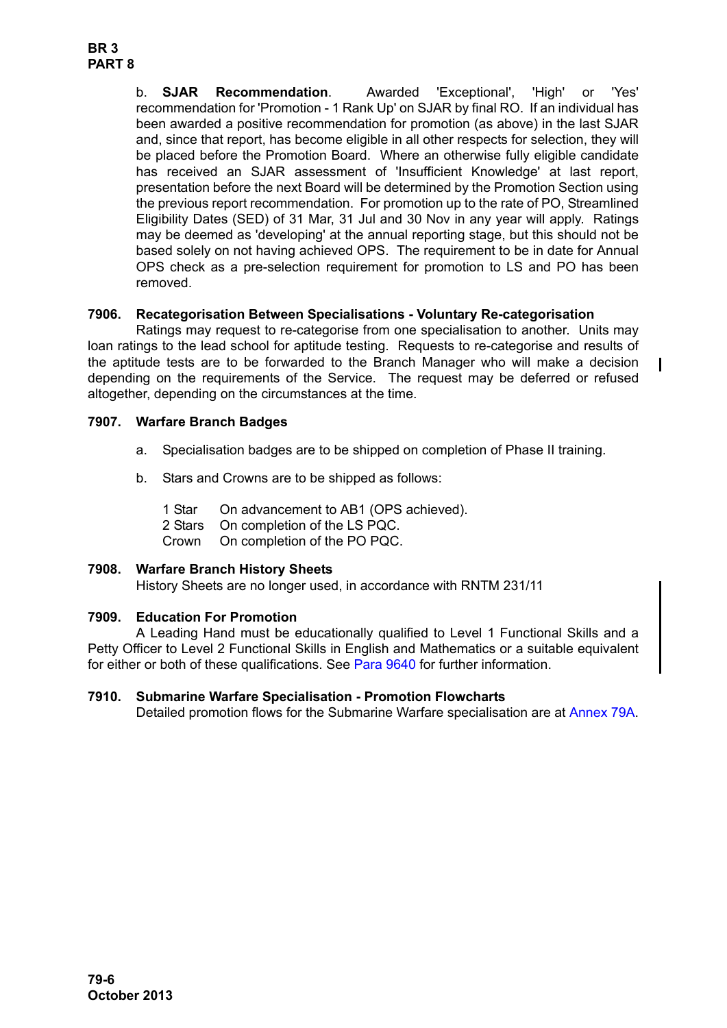b. **SJAR Recommendation**. Awarded 'Exceptional', 'High' or 'Yes' recommendation for 'Promotion - 1 Rank Up' on SJAR by final RO. If an individual has been awarded a positive recommendation for promotion (as above) in the last SJAR and, since that report, has become eligible in all other respects for selection, they will be placed before the Promotion Board. Where an otherwise fully eligible candidate has received an SJAR assessment of 'Insufficient Knowledge' at last report, presentation before the next Board will be determined by the Promotion Section using the previous report recommendation. For promotion up to the rate of PO, Streamlined Eligibility Dates (SED) of 31 Mar, 31 Jul and 30 Nov in any year will apply. Ratings may be deemed as 'developing' at the annual reporting stage, but this should not be based solely on not having achieved OPS. The requirement to be in date for Annual OPS check as a pre-selection requirement for promotion to LS and PO has been removed.

**7906. Recategorisation Between Specialisations - Voluntary Re-categorisation**

Ratings may request to re-categorise from one specialisation to another. Units may loan ratings to the lead school for aptitude testing. Requests to re-categorise and results of the aptitude tests are to be forwarded to the Branch Manager who will make a decision depending on the requirements of the Service. The request may be deferred or refused altogether, depending on the circumstances at the time.

**7907. Warfare Branch Badges**

a. Specialisation badges are to be shipped on completion of Phase II training.

b. Stars and Crowns are to be shipped as follows:

1 Star On advancement to AB1 (OPS achieved).
2 Stars On completion of the LS PQC.
Crown On completion of the PO PQC.

**7908. Warfare Branch History Sheets**

History Sheets are no longer used, in accordance with RNTM 231/11

**7909. Education For Promotion**

A Leading Hand must be educationally qualified to Level 1 Functional Skills and a Petty Officer to Level 2 Functional Skills in English and Mathematics or a suitable equivalent for either or both of these qualifications. See Para 9640 for further information.

**7910. Submarine Warfare Specialisation - Promotion Flowcharts**

Detailed promotion flows for the Submarine Warfare specialisation are at Annex 79A.